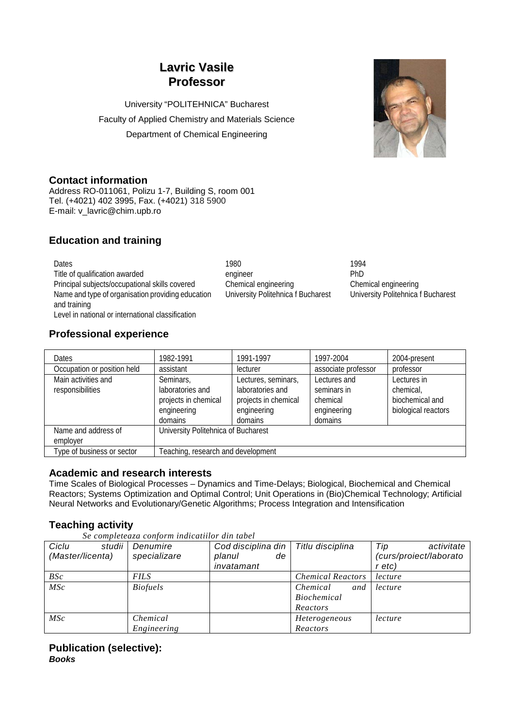# Lavric Vasile
# Professor

University "POLITEHNICA" Bucharest
Faculty of Applied Chemistry and Materials Science
Department of Chemical Engineering

## Contact information

Address RO-011061, Polizu 1-7, Building S, room 001
Tel. (+4021) 402 3995, Fax. (+4021) 318 5900
E-mail: v_lavric@chim.upb.ro

## Education and training

| | | |
|---|---|---|
| Dates | 1980 | 1994 |
| Title of qualification awarded | engineer | PhD |
| Principal subjects/occupational skills covered | Chemical engineering | Chemical engineering |
| Name and type of organisation providing education and training | University Politehnica f Bucharest | University Politehnica f Bucharest |
| Level in national or international classification | | |

## Professional experience

| Dates | 1982-1991 | 1991-1997 | 1997-2004 | 2004-present |
|---|---|---|---|---|
| Occupation or position held | assistant | lecturer | associate professor | professor |
| Main activities and responsibilities | Seminars, laboratories and projects in chemical engineering domains | Lectures, seminars, laboratories and projects in chemical engineering domains | Lectures and seminars in chemical engineering domains | Lectures in chemical, biochemical and biological reactors |
| Name and address of employer | University Politehnica of Bucharest | | | |
| Type of business or sector | Teaching, research and development | | | |

## Academic and research interests

Time Scales of Biological Processes – Dynamics and Time-Delays; Biological, Biochemical and Chemical Reactors; Systems Optimization and Optimal Control; Unit Operations in (Bio)Chemical Technology; Artificial Neural Networks and Evolutionary/Genetic Algorithms; Process Integration and Intensification

## Teaching activity

*Se completeaza conform indicatiilor din tabel*

| *Ciclu studii (Master/licenta)* | *Denumire specializare* | *Cod disciplina din planul de invatamant* | *Titlu disciplina* | *Tip activitate (curs/proiect/laborator etc)* |
|---|---|---|---|---|
| *BSc* | *FILS* | | *Chemical Reactors* | *lecture* |
| *MSc* | *Biofuels* | | *Chemical and Biochemical Reactors* | *lecture* |
| *MSc* | *Chemical Engineering* | | *Heterogeneous Reactors* | *lecture* |

## Publication (selective):

***Books***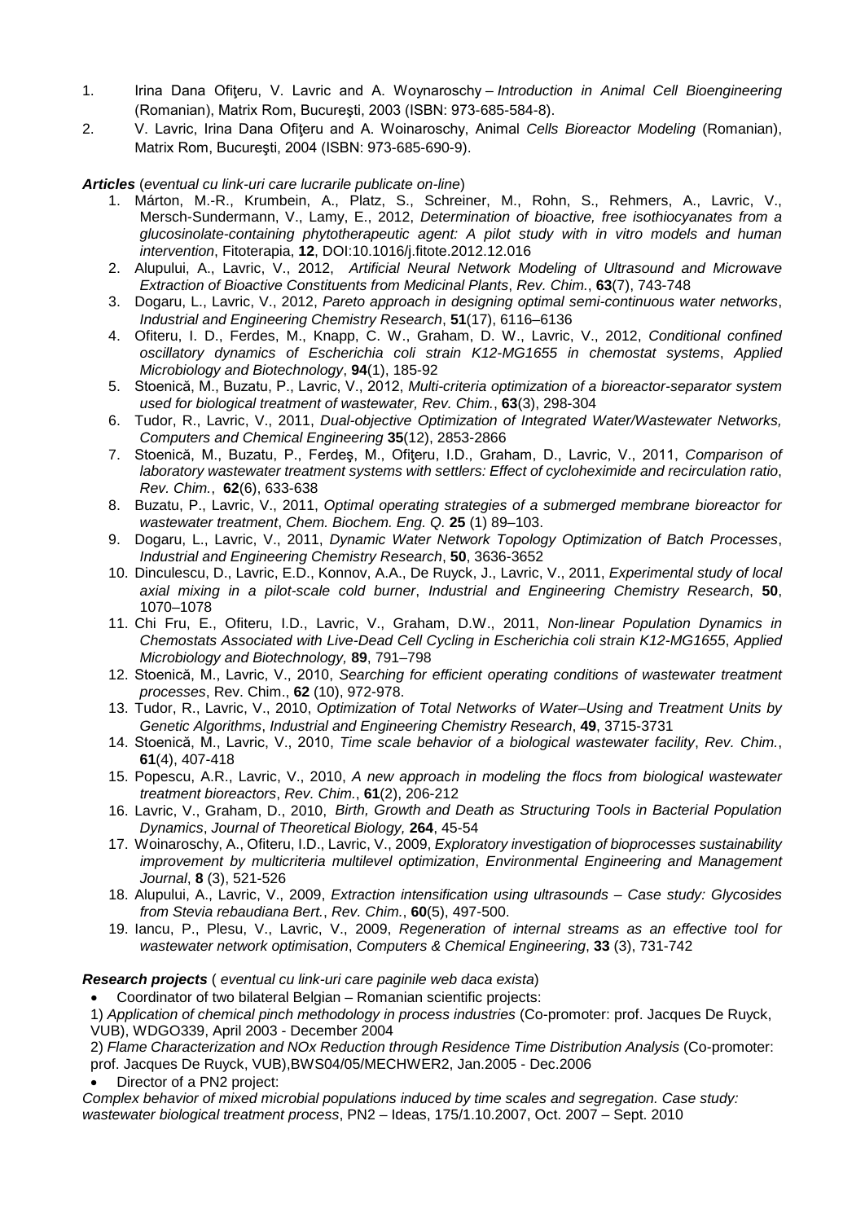1. Irina Dana Ofiţeru, V. Lavric and A. Woynaroschy – *Introduction in Animal Cell Bioengineering* (Romanian), Matrix Rom, Bucureşti, 2003 (ISBN: 973-685-584-8).
2. V. Lavric, Irina Dana Ofiţeru and A. Woinaroschy, Animal *Cells Bioreactor Modeling* (Romanian), Matrix Rom, Bucureşti, 2004 (ISBN: 973-685-690-9).

***Articles*** (*eventual cu link-uri care lucrarile publicate on-line*)

1. Márton, M.-R., Krumbein, A., Platz, S., Schreiner, M., Rohn, S., Rehmers, A., Lavric, V., Mersch-Sundermann, V., Lamy, E., 2012, *Determination of bioactive, free isothiocyanates from a glucosinolate-containing phytotherapeutic agent: A pilot study with in vitro models and human intervention*, Fitoterapia, **12**, DOI:10.1016/j.fitote.2012.12.016
2. Alupului, A., Lavric, V., 2012, *Artificial Neural Network Modeling of Ultrasound and Microwave Extraction of Bioactive Constituents from Medicinal Plants*, *Rev. Chim.*, **63**(7), 743-748
3. Dogaru, L., Lavric, V., 2012, *Pareto approach in designing optimal semi-continuous water networks*, *Industrial and Engineering Chemistry Research*, **51**(17), 6116–6136
4. Ofiteru, I. D., Ferdes, M., Knapp, C. W., Graham, D. W., Lavric, V., 2012, *Conditional confined oscillatory dynamics of Escherichia coli strain K12-MG1655 in chemostat systems*, *Applied Microbiology and Biotechnology*, **94**(1), 185-92
5. Stoenică, M., Buzatu, P., Lavric, V., 2012, *Multi-criteria optimization of a bioreactor-separator system used for biological treatment of wastewater, Rev. Chim.*, **63**(3), 298-304
6. Tudor, R., Lavric, V., 2011, *Dual-objective Optimization of Integrated Water/Wastewater Networks, Computers and Chemical Engineering* **35**(12), 2853-2866
7. Stoenică, M., Buzatu, P., Ferdeş, M., Ofiţeru, I.D., Graham, D., Lavric, V., 2011, *Comparison of laboratory wastewater treatment systems with settlers: Effect of cycloheximide and recirculation ratio*, *Rev. Chim.*, **62**(6), 633-638
8. Buzatu, P., Lavric, V., 2011, *Optimal operating strategies of a submerged membrane bioreactor for wastewater treatment*, *Chem. Biochem. Eng. Q.* **25** (1) 89–103.
9. Dogaru, L., Lavric, V., 2011, *Dynamic Water Network Topology Optimization of Batch Processes*, *Industrial and Engineering Chemistry Research*, **50**, 3636-3652
10. Dinculescu, D., Lavric, E.D., Konnov, A.A., De Ruyck, J., Lavric, V., 2011, *Experimental study of local axial mixing in a pilot-scale cold burner*, *Industrial and Engineering Chemistry Research*, **50**, 1070–1078
11. Chi Fru, E., Ofiteru, I.D., Lavric, V., Graham, D.W., 2011, *Non-linear Population Dynamics in Chemostats Associated with Live-Dead Cell Cycling in Escherichia coli strain K12-MG1655*, *Applied Microbiology and Biotechnology,* **89**, 791–798
12. Stoenică, M., Lavric, V., 2010, *Searching for efficient operating conditions of wastewater treatment processes*, Rev. Chim., **62** (10), 972-978.
13. Tudor, R., Lavric, V., 2010, *Optimization of Total Networks of Water–Using and Treatment Units by Genetic Algorithms*, *Industrial and Engineering Chemistry Research*, **49**, 3715-3731
14. Stoenică, M., Lavric, V., 2010, *Time scale behavior of a biological wastewater facility*, *Rev. Chim.*, **61**(4), 407-418
15. Popescu, A.R., Lavric, V., 2010, *A new approach in modeling the flocs from biological wastewater treatment bioreactors*, *Rev. Chim.*, **61**(2), 206-212
16. Lavric, V., Graham, D., 2010, *Birth, Growth and Death as Structuring Tools in Bacterial Population Dynamics*, *Journal of Theoretical Biology,* **264**, 45-54
17. Woinaroschy, A., Ofiteru, I.D., Lavric, V., 2009, *Exploratory investigation of bioprocesses sustainability improvement by multicriteria multilevel optimization*, *Environmental Engineering and Management Journal*, **8** (3), 521-526
18. Alupului, A., Lavric, V., 2009, *Extraction intensification using ultrasounds – Case study: Glycosides from Stevia rebaudiana Bert.*, *Rev. Chim.*, **60**(5), 497-500.
19. Iancu, P., Plesu, V., Lavric, V., 2009, *Regeneration of internal streams as an effective tool for wastewater network optimisation*, *Computers & Chemical Engineering*, **33** (3), 731-742

***Research projects*** ( *eventual cu link-uri care paginile web daca exista*)

- Coordinator of two bilateral Belgian – Romanian scientific projects:

1) *Application of chemical pinch methodology in process industries* (Co-promoter: prof. Jacques De Ruyck, VUB), WDGO339, April 2003 - December 2004

2) *Flame Characterization and NOx Reduction through Residence Time Distribution Analysis* (Co-promoter: prof. Jacques De Ruyck, VUB),BWS04/05/MECHWER2, Jan.2005 - Dec.2006

- Director of a PN2 project:

*Complex behavior of mixed microbial populations induced by time scales and segregation. Case study: wastewater biological treatment process*, PN2 – Ideas, 175/1.10.2007, Oct. 2007 – Sept. 2010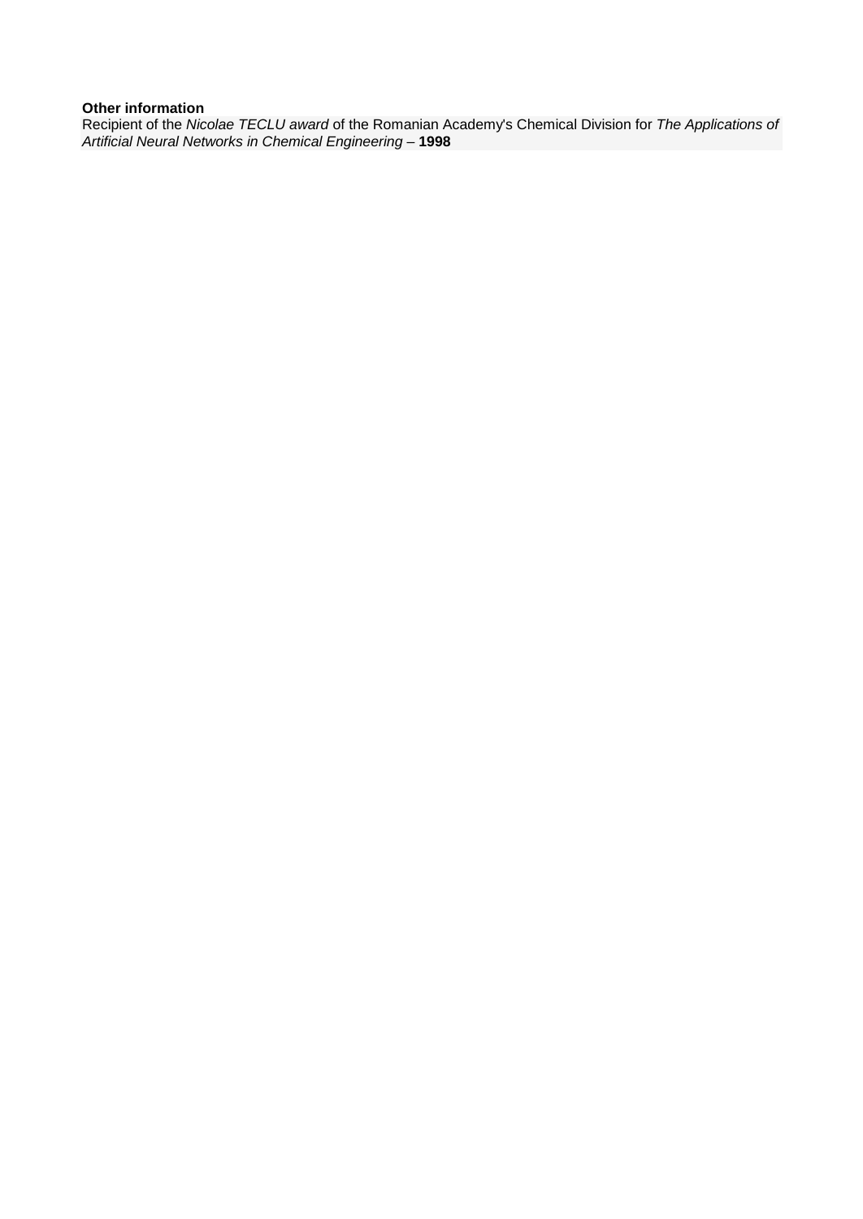**Other information**

Recipient of the *Nicolae TECLU award* of the Romanian Academy's Chemical Division for *The Applications of Artificial Neural Networks in Chemical Engineering* – **1998**